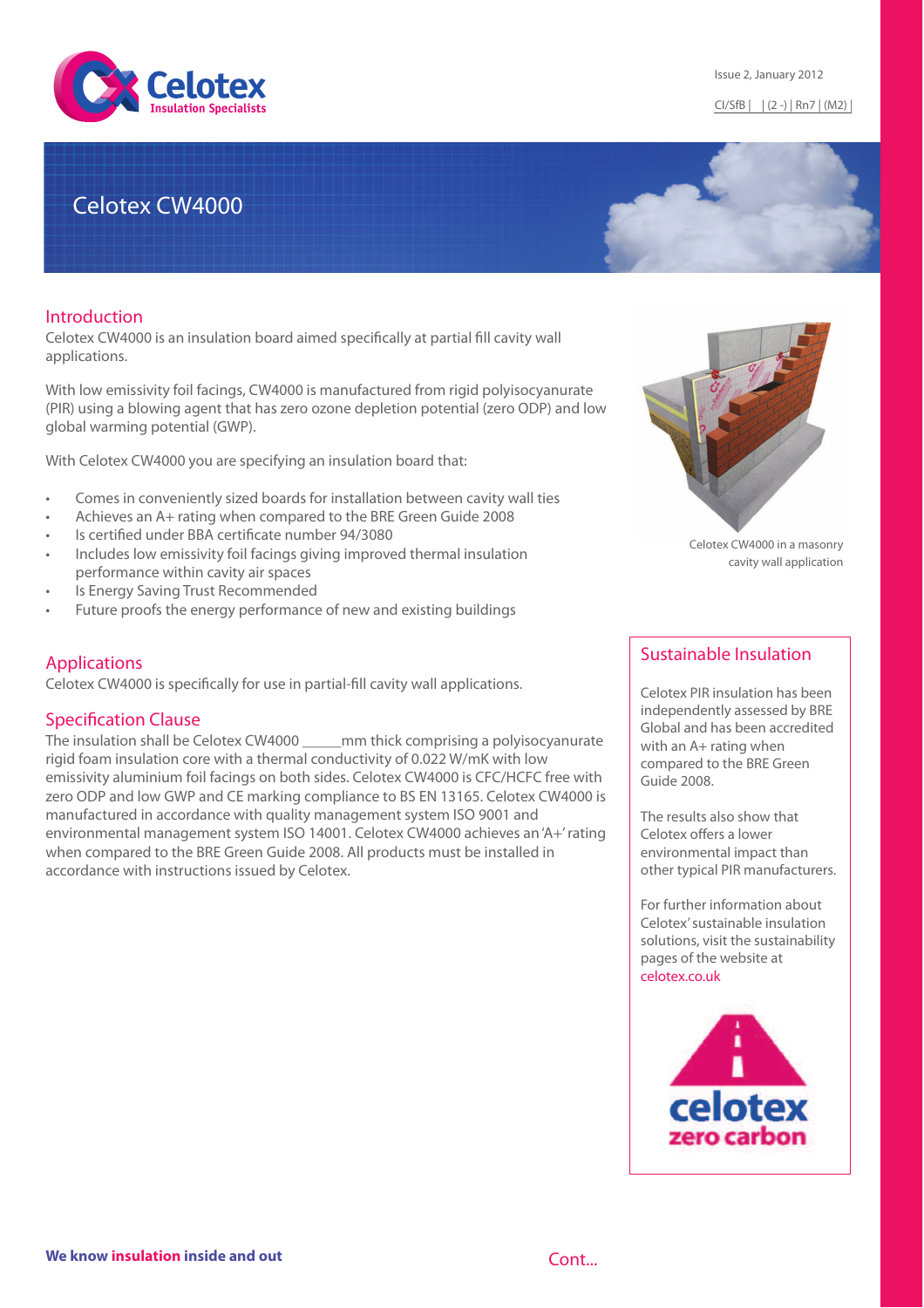Issue 2, January 2012

CI/SfB | | (2 -) | Rn7 | (M2) |

# Celotex CW4000

## Introduction

Celotex CW4000 is an insulation board aimed specifically at partial fill cavity wall applications.

With low emissivity foil facings, CW4000 is manufactured from rigid polyisocyanurate (PIR) using a blowing agent that has zero ozone depletion potential (zero ODP) and low global warming potential (GWP).

With Celotex CW4000 you are specifying an insulation board that:

- Comes in conveniently sized boards for installation between cavity wall ties
- Achieves an A+ rating when compared to the BRE Green Guide 2008
- Is certified under BBA certificate number 94/3080
- Includes low emissivity foil facings giving improved thermal insulation performance within cavity air spaces
- Is Energy Saving Trust Recommended
- Future proofs the energy performance of new and existing buildings

Celotex CW4000 in a masonry cavity wall application

## Applications

Celotex CW4000 is specifically for use in partial-fill cavity wall applications.

## Specification Clause

The insulation shall be Celotex CW4000 _____mm thick comprising a polyisocyanurate rigid foam insulation core with a thermal conductivity of 0.022 W/mK with low emissivity aluminium foil facings on both sides. Celotex CW4000 is CFC/HCFC free with zero ODP and low GWP and CE marking compliance to BS EN 13165. Celotex CW4000 is manufactured in accordance with quality management system ISO 9001 and environmental management system ISO 14001. Celotex CW4000 achieves an 'A+' rating when compared to the BRE Green Guide 2008. All products must be installed in accordance with instructions issued by Celotex.

## Sustainable Insulation

Celotex PIR insulation has been independently assessed by BRE Global and has been accredited with an A+ rating when compared to the BRE Green Guide 2008.

The results also show that Celotex offers a lower environmental impact than other typical PIR manufacturers.

For further information about Celotex' sustainable insulation solutions, visit the sustainability pages of the website at celotex.co.uk

celotex zero carbon

**We know insulation inside and out**

Cont...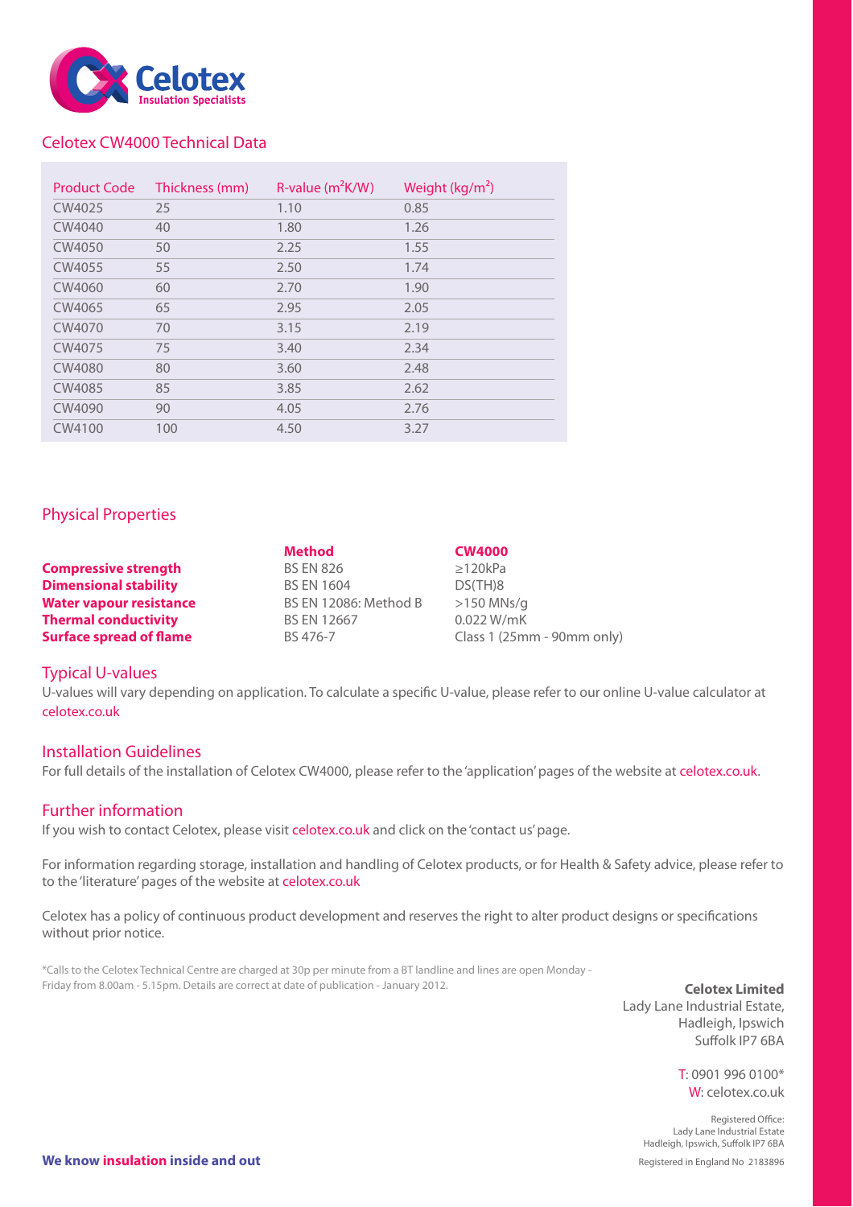Celotex Insulation Specialists

## Celotex CW4000 Technical Data

| Product Code | Thickness (mm) | R-value ($m^2K/W$) | Weight ($kg/m^2$) |
|---|---|---|---|
| CW4025 | 25 | 1.10 | 0.85 |
| CW4040 | 40 | 1.80 | 1.26 |
| CW4050 | 50 | 2.25 | 1.55 |
| CW4055 | 55 | 2.50 | 1.74 |
| CW4060 | 60 | 2.70 | 1.90 |
| CW4065 | 65 | 2.95 | 2.05 |
| CW4070 | 70 | 3.15 | 2.19 |
| CW4075 | 75 | 3.40 | 2.34 |
| CW4080 | 80 | 3.60 | 2.48 |
| CW4085 | 85 | 3.85 | 2.62 |
| CW4090 | 90 | 4.05 | 2.76 |
| CW4100 | 100 | 4.50 | 3.27 |

## Physical Properties

| | **Method** | **CW4000** |
|---|---|---|
| **Compressive strength** | BS EN 826 | ≥120kPa |
| **Dimensional stability** | BS EN 1604 | DS(TH)8 |
| **Water vapour resistance** | BS EN 12086: Method B | >150 MNs/g |
| **Thermal conductivity** | BS EN 12667 | 0.022 W/mK |
| **Surface spread of flame** | BS 476-7 | Class 1 (25mm - 90mm only) |

## Typical U-values

U-values will vary depending on application. To calculate a specific U-value, please refer to our online U-value calculator at celotex.co.uk

## Installation Guidelines

For full details of the installation of Celotex CW4000, please refer to the 'application' pages of the website at celotex.co.uk.

## Further information

If you wish to contact Celotex, please visit celotex.co.uk and click on the 'contact us' page.

For information regarding storage, installation and handling of Celotex products, or for Health & Safety advice, please refer to to the 'literature' pages of the website at celotex.co.uk

Celotex has a policy of continuous product development and reserves the right to alter product designs or specifications without prior notice.

*Calls to the Celotex Technical Centre are charged at 30p per minute from a BT landline and lines are open Monday - Friday from 8.00am - 5.15pm. Details are correct at date of publication - January 2012.

**Celotex Limited**
Lady Lane Industrial Estate,
Hadleigh, Ipswich
Suffolk IP7 6BA

T: 0901 996 0100*
W: celotex.co.uk

Registered Office:
Lady Lane Industrial Estate
Hadleigh, Ipswich, Suffolk IP7 6BA

Registered in England No 2183896

**We know insulation inside and out**